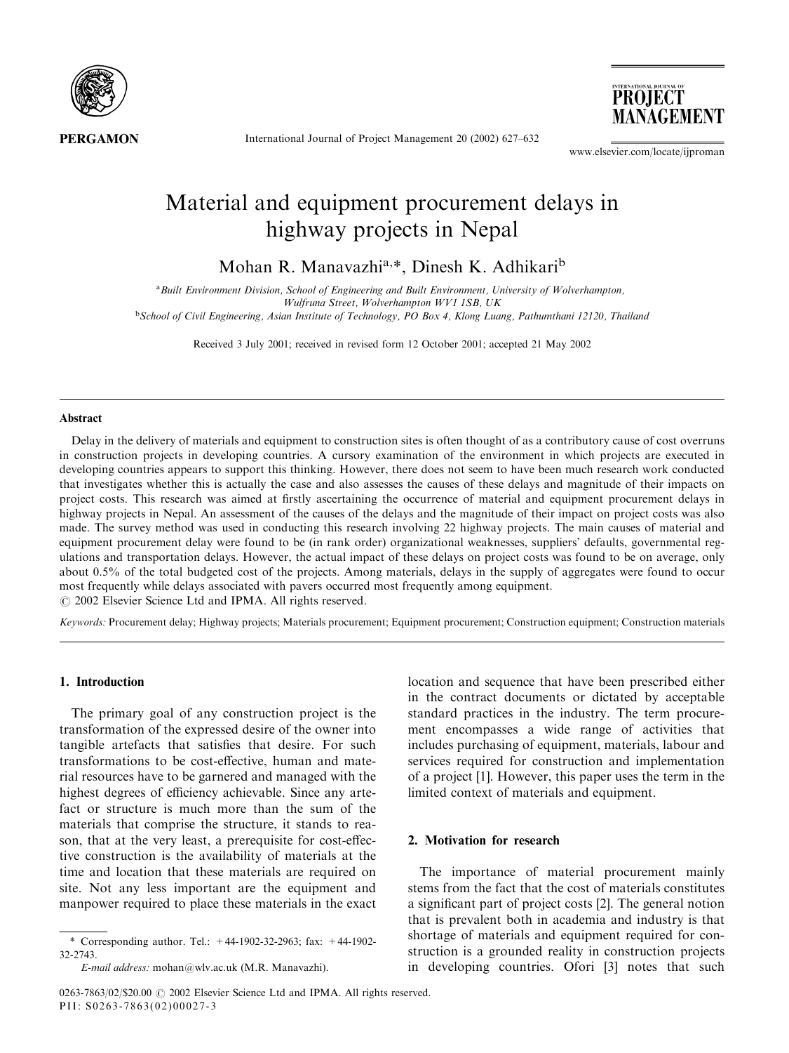# Material and equipment procurement delays in highway projects in Nepal

Mohan R. Manavazhi[a,*], Dinesh K. Adhikari[b]

[a]Built Environment Division, School of Engineering and Built Environment, University of Wolverhampton, Wulfruna Street, Wolverhampton WV1 1SB, UK

[b]School of Civil Engineering, Asian Institute of Technology, PO Box 4, Klong Luang, Pathumthani 12120, Thailand

Received 3 July 2001; received in revised form 12 October 2001; accepted 21 May 2002

## Abstract

Delay in the delivery of materials and equipment to construction sites is often thought of as a contributory cause of cost overruns in construction projects in developing countries. A cursory examination of the environment in which projects are executed in developing countries appears to support this thinking. However, there does not seem to have been much research work conducted that investigates whether this is actually the case and also assesses the causes of these delays and magnitude of their impacts on project costs. This research was aimed at firstly ascertaining the occurrence of material and equipment procurement delays in highway projects in Nepal. An assessment of the causes of the delays and the magnitude of their impact on project costs was also made. The survey method was used in conducting this research involving 22 highway projects. The main causes of material and equipment procurement delay were found to be (in rank order) organizational weaknesses, suppliers' defaults, governmental regulations and transportation delays. However, the actual impact of these delays on project costs was found to be on average, only about 0.5% of the total budgeted cost of the projects. Among materials, delays in the supply of aggregates were found to occur most frequently while delays associated with pavers occurred most frequently among equipment.

© 2002 Elsevier Science Ltd and IPMA. All rights reserved.

*Keywords:* Procurement delay; Highway projects; Materials procurement; Equipment procurement; Construction equipment; Construction materials

## 1. Introduction

The primary goal of any construction project is the transformation of the expressed desire of the owner into tangible artefacts that satisfies that desire. For such transformations to be cost-effective, human and material resources have to be garnered and managed with the highest degrees of efficiency achievable. Since any artefact or structure is much more than the sum of the materials that comprise the structure, it stands to reason, that at the very least, a prerequisite for cost-effective construction is the availability of materials at the time and location that these materials are required on site. Not any less important are the equipment and manpower required to place these materials in the exact location and sequence that have been prescribed either in the contract documents or dictated by acceptable standard practices in the industry. The term procurement encompasses a wide range of activities that includes purchasing of equipment, materials, labour and services required for construction and implementation of a project [1]. However, this paper uses the term in the limited context of materials and equipment.

## 2. Motivation for research

The importance of material procurement mainly stems from the fact that the cost of materials constitutes a significant part of project costs [2]. The general notion that is prevalent both in academia and industry is that shortage of materials and equipment required for construction is a grounded reality in construction projects in developing countries. Ofori [3] notes that such

\* Corresponding author. Tel.: +44-1902-32-2963; fax: +44-1902-32-2743.

*E-mail address:* mohan@wlv.ac.uk (M.R. Manavazhi).

0263-7863/02/$20.00 © 2002 Elsevier Science Ltd and IPMA. All rights reserved.
PII: S0263-7863(02)00027-3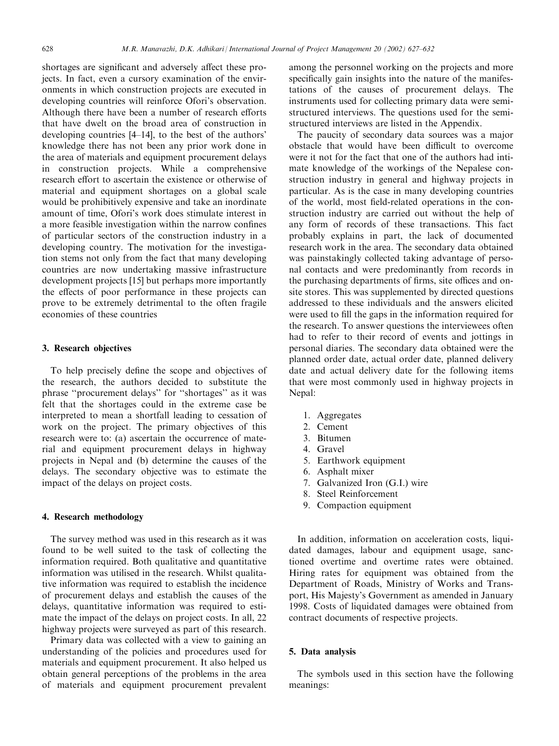shortages are significant and adversely affect these projects. In fact, even a cursory examination of the environments in which construction projects are executed in developing countries will reinforce Ofori's observation. Although there have been a number of research efforts that have dwelt on the broad area of construction in developing countries [4–14], to the best of the authors' knowledge there has not been any prior work done in the area of materials and equipment procurement delays in construction projects. While a comprehensive research effort to ascertain the existence or otherwise of material and equipment shortages on a global scale would be prohibitively expensive and take an inordinate amount of time, Ofori's work does stimulate interest in a more feasible investigation within the narrow confines of particular sectors of the construction industry in a developing country. The motivation for the investigation stems not only from the fact that many developing countries are now undertaking massive infrastructure development projects [15] but perhaps more importantly the effects of poor performance in these projects can prove to be extremely detrimental to the often fragile economies of these countries

## 3. Research objectives

To help precisely define the scope and objectives of the research, the authors decided to substitute the phrase "procurement delays" for "shortages" as it was felt that the shortages could in the extreme case be interpreted to mean a shortfall leading to cessation of work on the project. The primary objectives of this research were to: (a) ascertain the occurrence of material and equipment procurement delays in highway projects in Nepal and (b) determine the causes of the delays. The secondary objective was to estimate the impact of the delays on project costs.

## 4. Research methodology

The survey method was used in this research as it was found to be well suited to the task of collecting the information required. Both qualitative and quantitative information was utilised in the research. Whilst qualitative information was required to establish the incidence of procurement delays and establish the causes of the delays, quantitative information was required to estimate the impact of the delays on project costs. In all, 22 highway projects were surveyed as part of this research.

Primary data was collected with a view to gaining an understanding of the policies and procedures used for materials and equipment procurement. It also helped us obtain general perceptions of the problems in the area of materials and equipment procurement prevalent among the personnel working on the projects and more specifically gain insights into the nature of the manifestations of the causes of procurement delays. The instruments used for collecting primary data were semi-structured interviews. The questions used for the semi-structured interviews are listed in the Appendix.

The paucity of secondary data sources was a major obstacle that would have been difficult to overcome were it not for the fact that one of the authors had intimate knowledge of the workings of the Nepalese construction industry in general and highway projects in particular. As is the case in many developing countries of the world, most field-related operations in the construction industry are carried out without the help of any form of records of these transactions. This fact probably explains in part, the lack of documented research work in the area. The secondary data obtained was painstakingly collected taking advantage of personal contacts and were predominantly from records in the purchasing departments of firms, site offices and on-site stores. This was supplemented by directed questions addressed to these individuals and the answers elicited were used to fill the gaps in the information required for the research. To answer questions the interviewees often had to refer to their record of events and jottings in personal diaries. The secondary data obtained were the planned order date, actual order date, planned delivery date and actual delivery date for the following items that were most commonly used in highway projects in Nepal:

1. Aggregates
2. Cement
3. Bitumen
4. Gravel
5. Earthwork equipment
6. Asphalt mixer
7. Galvanized Iron (G.I.) wire
8. Steel Reinforcement
9. Compaction equipment

In addition, information on acceleration costs, liquidated damages, labour and equipment usage, sanctioned overtime and overtime rates were obtained. Hiring rates for equipment was obtained from the Department of Roads, Ministry of Works and Transport, His Majesty's Government as amended in January 1998. Costs of liquidated damages were obtained from contract documents of respective projects.

## 5. Data analysis

The symbols used in this section have the following meanings: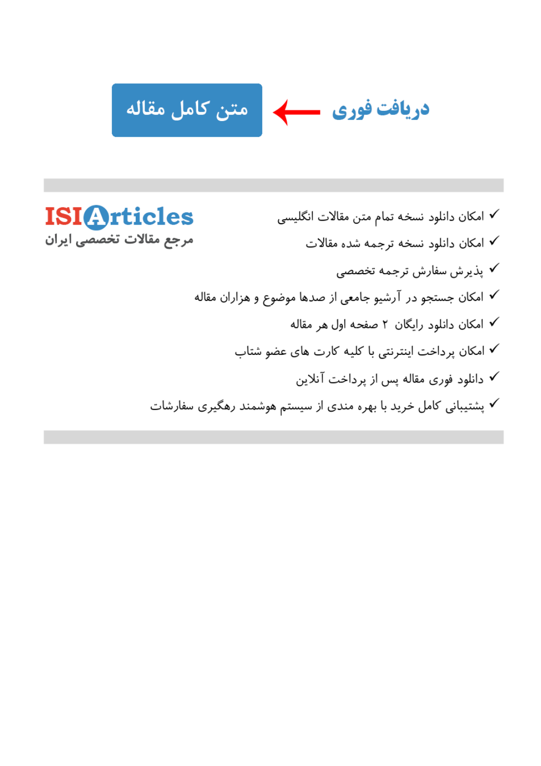دریافت فوری ← **متن کامل مقاله**

**ISIArticles**
مرجع مقالات تخصصی ایران

- ✓ امکان دانلود نسخه تمام متن مقالات انگلیسی
- ✓ امکان دانلود نسخه ترجمه شده مقالات
- ✓ پذیرش سفارش ترجمه تخصصی
- ✓ امکان جستجو در آرشیو جامعی از صدها موضوع و هزاران مقاله
- ✓ امکان دانلود رایگان ۲ صفحه اول هر مقاله
- ✓ امکان پرداخت اینترنتی با کلیه کارت های عضو شتاب
- ✓ دانلود فوری مقاله پس از پرداخت آنلاین
- ✓ پشتیبانی کامل خرید با بهره مندی از سیستم هوشمند رهگیری سفارشات